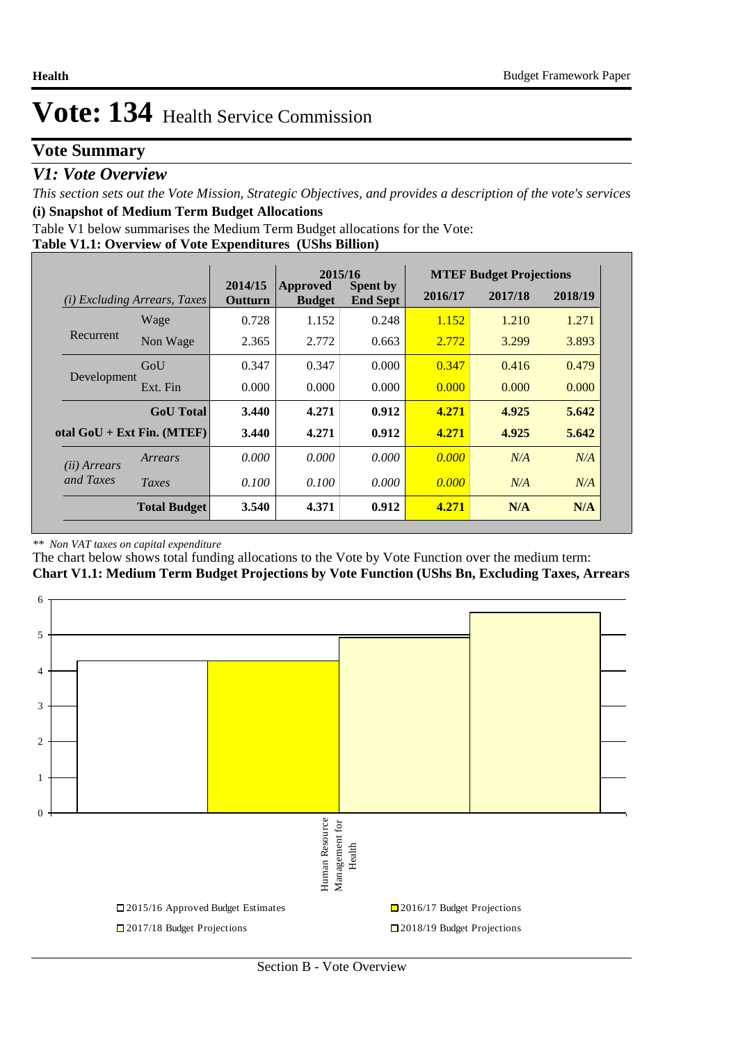# Vote: 134 Health Service Commission

## Vote Summary

### *V1: Vote Overview*

*This section sets out the Vote Mission, Strategic Objectives, and provides a description of the vote's services*

**(i) Snapshot of Medium Term Budget Allocations**

Table V1 below summarises the Medium Term Budget allocations for the Vote:

**Table V1.1: Overview of Vote Expenditures (UShs Billion)**

| *(i) Excluding Arrears, Taxes* | | 2014/15 Outturn | 2015/16 Approved Budget | 2015/16 Spent by End Sept | MTEF Budget Projections 2016/17 | 2017/18 | 2018/19 |
|---|---|---|---|---|---|---|---|
| Recurrent | Wage | 0.728 | 1.152 | 0.248 | 1.152 | 1.210 | 1.271 |
| | Non Wage | 2.365 | 2.772 | 0.663 | 2.772 | 3.299 | 3.893 |
| Development | GoU | 0.347 | 0.347 | 0.000 | 0.347 | 0.416 | 0.479 |
| | Ext. Fin | 0.000 | 0.000 | 0.000 | 0.000 | 0.000 | 0.000 |
| | **GoU Total** | **3.440** | **4.271** | **0.912** | **4.271** | **4.925** | **5.642** |
| **otal GoU + Ext Fin. (MTEF)** | | **3.440** | **4.271** | **0.912** | **4.271** | **4.925** | **5.642** |
| *(ii) Arrears and Taxes* | *Arrears* | *0.000* | *0.000* | *0.000* | *0.000* | *N/A* | *N/A* |
| | *Taxes* | *0.100* | *0.100* | *0.000* | *0.000* | *N/A* | *N/A* |
| | **Total Budget** | **3.540** | **4.371** | **0.912** | **4.271** | **N/A** | **N/A** |

*\*\* Non VAT taxes on capital expenditure*

The chart below shows total funding allocations to the Vote by Vote Function over the medium term:

**Chart V1.1: Medium Term Budget Projections by Vote Function (UShs Bn, Excluding Taxes, Arrears**

| Vote Function | 2015/16 Approved Budget Estimates | 2016/17 Budget Projections | 2017/18 Budget Projections | 2018/19 Budget Projections |
|---|---|---|---|---|
| Human Resource Management for Health | 4.271 | 4.271 | 4.925 | 5.642 |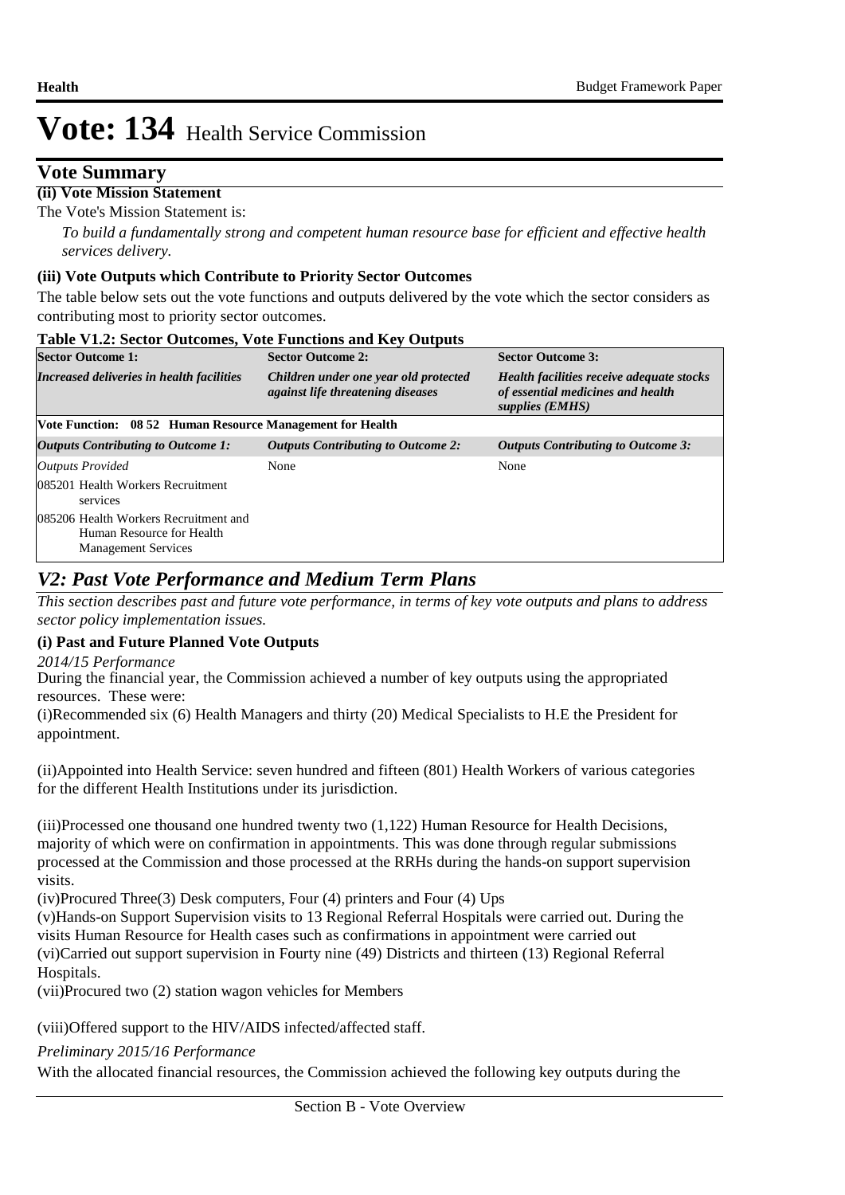# Vote: 134 Health Service Commission

## Vote Summary

**(ii) Vote Mission Statement**

The Vote's Mission Statement is:

*To build a fundamentally strong and competent human resource base for efficient and effective health services delivery.*

**(iii) Vote Outputs which Contribute to Priority Sector Outcomes**

The table below sets out the vote functions and outputs delivered by the vote which the sector considers as contributing most to priority sector outcomes.

**Table V1.2: Sector Outcomes, Vote Functions and Key Outputs**

| **Sector Outcome 1:** | **Sector Outcome 2:** | **Sector Outcome 3:** |
|---|---|---|
| ***Increased deliveries in health facilities*** | ***Children under one year old protected against life threatening diseases*** | ***Health facilities receive adequate stocks of essential medicines and health supplies (EMHS)*** |
| **Vote Function: 08 52 Human Resource Management for Health** | | |
| ***Outputs Contributing to Outcome 1:*** | ***Outputs Contributing to Outcome 2:*** | ***Outputs Contributing to Outcome 3:*** |
| *Outputs Provided* | None | None |
| 085201 Health Workers Recruitment services | | |
| 085206 Health Workers Recruitment and Human Resource for Health Management Services | | |

## *V2: Past Vote Performance and Medium Term Plans*

*This section describes past and future vote performance, in terms of key vote outputs and plans to address sector policy implementation issues.*

**(i) Past and Future Planned Vote Outputs**

*2014/15 Performance*

During the financial year, the Commission achieved a number of key outputs using the appropriated resources. These were:

(i)Recommended six (6) Health Managers and thirty (20) Medical Specialists to H.E the President for appointment.

(ii)Appointed into Health Service: seven hundred and fifteen (801) Health Workers of various categories for the different Health Institutions under its jurisdiction.

(iii)Processed one thousand one hundred twenty two (1,122) Human Resource for Health Decisions, majority of which were on confirmation in appointments. This was done through regular submissions processed at the Commission and those processed at the RRHs during the hands-on support supervision visits.

(iv)Procured Three(3) Desk computers, Four (4) printers and Four (4) Ups

(v)Hands-on Support Supervision visits to 13 Regional Referral Hospitals were carried out. During the visits Human Resource for Health cases such as confirmations in appointment were carried out

(vi)Carried out support supervision in Fourty nine (49) Districts and thirteen (13) Regional Referral Hospitals.

(vii)Procured two (2) station wagon vehicles for Members

(viii)Offered support to the HIV/AIDS infected/affected staff.

*Preliminary 2015/16 Performance*

With the allocated financial resources, the Commission achieved the following key outputs during the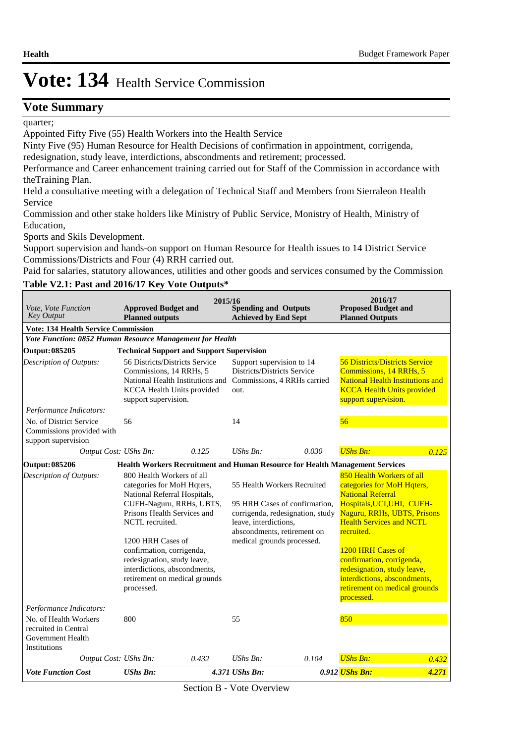# Vote: 134 Health Service Commission

## Vote Summary

quarter;

Appointed Fifty Five (55) Health Workers into the Health Service

Ninty Five (95) Human Resource for Health Decisions of confirmation in appointment, corrigenda, redesignation, study leave, interdictions, abscondments and retirement; processed.

Performance and Career enhancement training carried out for Staff of the Commission in accordance with theTraining Plan.

Held a consultative meeting with a delegation of Technical Staff and Members from Sierraleon Health Service

Commission and other stake holders like Ministry of Public Service, Monistry of Health, Ministry of Education,

Sports and Skils Development.

Support supervision and hands-on support on Human Resource for Health issues to 14 District Service Commissions/Districts and Four (4) RRH carried out.

Paid for salaries, statutory allowances, utilities and other goods and services consumed by the Commission

**Table V2.1: Past and 2016/17 Key Vote Outputs***

| *Vote, Vote Function Key Output* | 2015/16 **Approved Budget and Planned outputs** | | **Spending and Outputs Achieved by End Sept** | | 2016/17 **Proposed Budget and Planned Outputs** | |
|---|---|---|---|---|---|---|
| **Vote: 134 Health Service Commission** | | | | | | |
| ***Vote Function: 0852 Human Resource Management for Health*** | | | | | | |
| **Output: 085205** | **Technical Support and Support Supervision** | | | | | |
| *Description of Outputs:* | 56 Districts/Districts Service Commissions, 14 RRHs, 5 National Health Institutions and KCCA Health Units provided support supervision. | | Support supervision to 14 Districts/Districts Service Commissions, 4 RRHs carried out. | | 56 Districts/Districts Service Commissions, 14 RRHs, 5 National Health Institutions and KCCA Health Units provided support supervision. | |
| *Performance Indicators:* | | | | | | |
| No. of District Service Commissions provided with support supervision | 56 | | 14 | | 56 | |
| *Output Cost:* | *UShs Bn:* | *0.125* | *UShs Bn:* | *0.030* | *UShs Bn:* | *0.125* |
| **Output: 085206** | **Health Workers Recruitment and Human Resource for Health Management Services** | | | | | |
| *Description of Outputs:* | 800 Health Workers of all categories for MoH Hqters, National Referral Hospitals, CUFH-Naguru, RRHs, UBTS, Prisons Health Services and NCTL recruited.<br><br>1200 HRH Cases of confirmation, corrigenda, redesignation, study leave, interdictions, abscondments, retirement on medical grounds processed. | | 55 Health Workers Recruited<br><br>95 HRH Cases of confirmation, corrigenda, redesignation, study leave, interdictions, abscondments, retirement on medical grounds processed. | | 850 Health Workers of all categories for MoH Hqters, National Referral Hospitals,UCI,UHI, CUFH-Naguru, RRHs, UBTS, Prisons Health Services and NCTL recruited.<br><br>1200 HRH Cases of confirmation, corrigenda, redesignation, study leave, interdictions, abscondments, retirement on medical grounds processed. | |
| *Performance Indicators:* | | | | | | |
| No. of Health Workers recruited in Central Government Health Institutions | 800 | | 55 | | 850 | |
| *Output Cost:* | *UShs Bn:* | *0.432* | *UShs Bn:* | *0.104* | *UShs Bn:* | *0.432* |
| ***Vote Function Cost*** | ***UShs Bn:*** | ***4.371*** | ***UShs Bn:*** | ***0.912*** | ***UShs Bn:*** | ***4.271*** |

Section B - Vote Overview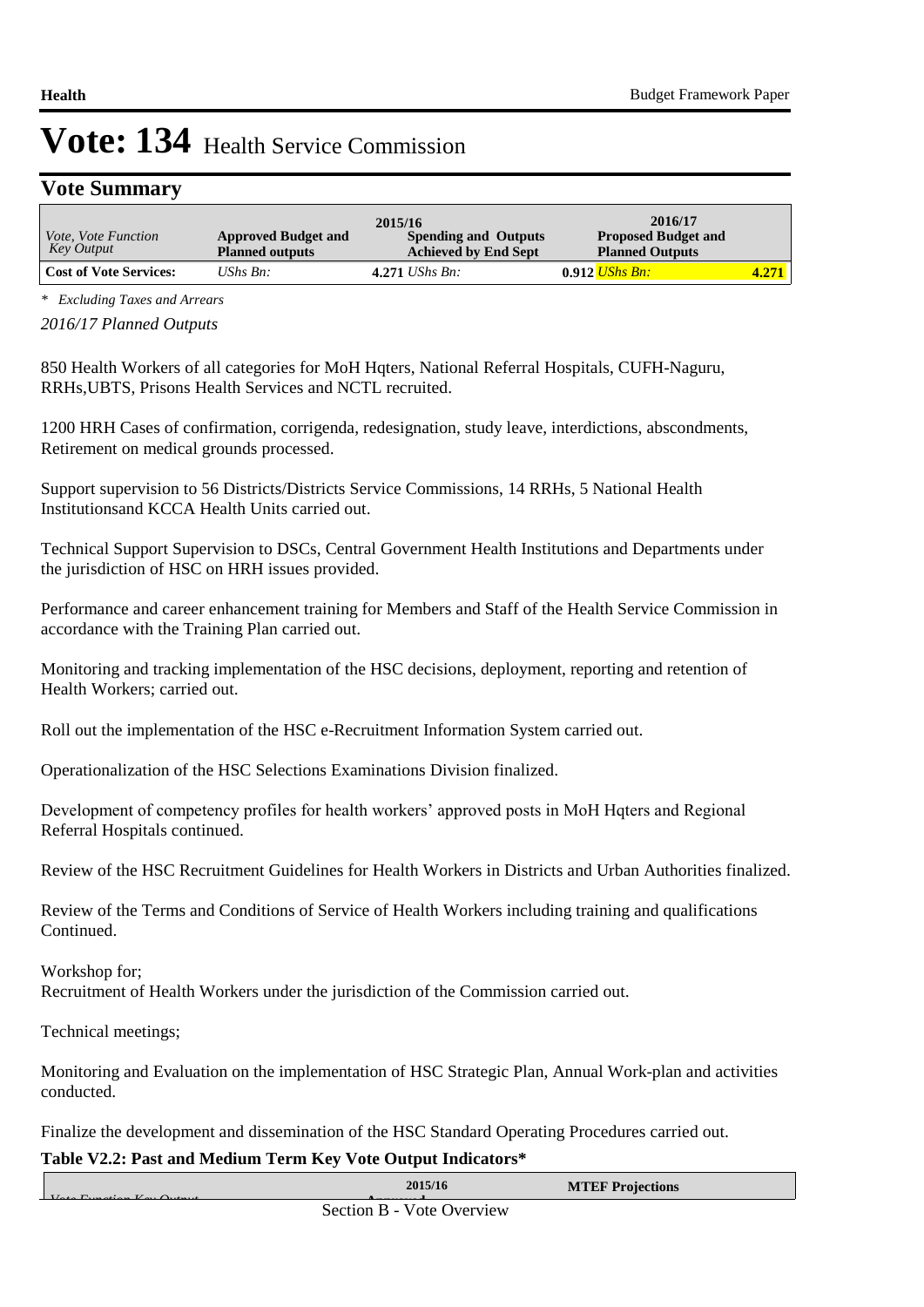# Vote: 134 Health Service Commission

## Vote Summary

| Vote, Vote Function Key Output | 2015/16 Approved Budget and Planned outputs | 2015/16 Spending and Outputs Achieved by End Sept | 2016/17 Proposed Budget and Planned Outputs |
|---|---|---|---|
| **Cost of Vote Services:** | *UShs Bn:* **4.271** | *UShs Bn:* **0.912** | *UShs Bn:* **4.271** |

*\* Excluding Taxes and Arrears*

*2016/17 Planned Outputs*

850 Health Workers of all categories for MoH Hqters, National Referral Hospitals, CUFH-Naguru, RRHs,UBTS, Prisons Health Services and NCTL recruited.

1200 HRH Cases of confirmation, corrigenda, redesignation, study leave, interdictions, abscondments, Retirement on medical grounds processed.

Support supervision to 56 Districts/Districts Service Commissions, 14 RRHs, 5 National Health Institutionsand KCCA Health Units carried out.

Technical Support Supervision to DSCs, Central Government Health Institutions and Departments under the jurisdiction of HSC on HRH issues provided.

Performance and career enhancement training for Members and Staff of the Health Service Commission in accordance with the Training Plan carried out.

Monitoring and tracking implementation of the HSC decisions, deployment, reporting and retention of Health Workers; carried out.

Roll out the implementation of the HSC e-Recruitment Information System carried out.

Operationalization of the HSC Selections Examinations Division finalized.

Development of competency profiles for health workers' approved posts in MoH Hqters and Regional Referral Hospitals continued.

Review of the HSC Recruitment Guidelines for Health Workers in Districts and Urban Authorities finalized.

Review of the Terms and Conditions of Service of Health Workers including training and qualifications Continued.

Workshop for;
Recruitment of Health Workers under the jurisdiction of the Commission carried out.

Technical meetings;

Monitoring and Evaluation on the implementation of HSC Strategic Plan, Annual Work-plan and activities conducted.

Finalize the development and dissemination of the HSC Standard Operating Procedures carried out.

**Table V2.2: Past and Medium Term Key Vote Output Indicators***

| Vote Function Key Output | 2015/16 Approved | MTEF Projections |
|---|---|---|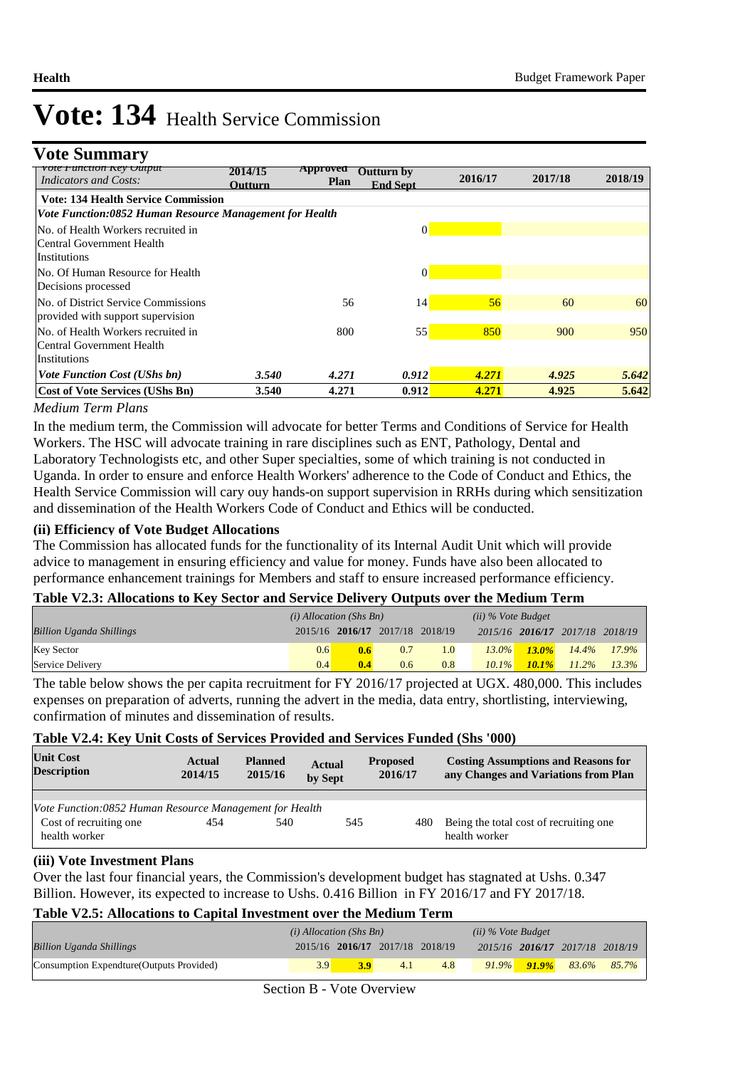# Vote: 134 Health Service Commission

## Vote Summary

| *Vote Function Key Output Indicators and Costs:* | 2014/15 Outturn | Approved Plan | Outturn by End Sept | 2016/17 | 2017/18 | 2018/19 |
|---|---|---|---|---|---|---|
| **Vote: 134 Health Service Commission** | | | | | | |
| ***Vote Function:0852 Human Resource Management for Health*** | | | | | | |
| No. of Health Workers recruited in Central Government Health Institutions | | | 0 | | | |
| No. Of Human Resource for Health Decisions processed | | | 0 | | | |
| No. of District Service Commissions provided with support supervision | | 56 | 14 | 56 | 60 | 60 |
| No. of Health Workers recruited in Central Government Health Institutions | | 800 | 55 | 850 | 900 | 950 |
| ***Vote Function Cost (UShs bn)*** | ***3.540*** | ***4.271*** | ***0.912*** | ***4.271*** | ***4.925*** | ***5.642*** |
| **Cost of Vote Services (UShs Bn)** | **3.540** | **4.271** | **0.912** | **4.271** | **4.925** | **5.642** |

*Medium Term Plans*

In the medium term, the Commission will advocate for better Terms and Conditions of Service for Health Workers. The HSC will advocate training in rare disciplines such as ENT, Pathology, Dental and Laboratory Technologists etc, and other Super specialties, some of which training is not conducted in Uganda. In order to ensure and enforce Health Workers' adherence to the Code of Conduct and Ethics, the Health Service Commission will cary ouy hands-on support supervision in RRHs during which sensitization and dissemination of the Health Workers Code of Conduct and Ethics will be conducted.

### (ii) Efficiency of Vote Budget Allocations

The Commission has allocated funds for the functionality of its Internal Audit Unit which will provide advice to management in ensuring efficiency and value for money. Funds have also been allocated to performance enhancement trainings for Members and staff to ensure increased performance efficiency.

### Table V2.3: Allocations to Key Sector and Service Delivery Outputs over the Medium Term

| *Billion Uganda Shillings* | *(i) Allocation (Shs Bn)* 2015/16 | **2016/17** | 2017/18 | 2018/19 | *(ii) % Vote Budget* 2015/16 | **2016/17** | 2017/18 | 2018/19 |
|---|---|---|---|---|---|---|---|---|
| Key Sector | 0.6 | **0.6** | 0.7 | 1.0 | *13.0%* | ***13.0%*** | *14.4%* | *17.9%* |
| Service Delivery | 0.4 | **0.4** | 0.6 | 0.8 | *10.1%* | ***10.1%*** | *11.2%* | *13.3%* |

The table below shows the per capita recruitment for FY 2016/17 projected at UGX. 480,000. This includes expenses on preparation of adverts, running the advert in the media, data entry, shortlisting, interviewing, confirmation of minutes and dissemination of results.

### Table V2.4: Key Unit Costs of Services Provided and Services Funded (Shs '000)

| Unit Cost Description | Actual 2014/15 | Planned 2015/16 | Actual by Sept | Proposed 2016/17 | Costing Assumptions and Reasons for any Changes and Variations from Plan |
|---|---|---|---|---|---|
| *Vote Function:0852 Human Resource Management for Health* | | | | | |
| Cost of recruiting one health worker | 454 | 540 | 545 | 480 | Being the total cost of recruiting one health worker |

### (iii) Vote Investment Plans

Over the last four financial years, the Commission's development budget has stagnated at Ushs. 0.347 Billion. However, its expected to increase to Ushs. 0.416 Billion in FY 2016/17 and FY 2017/18.

### Table V2.5: Allocations to Capital Investment over the Medium Term

| *Billion Uganda Shillings* | *(i) Allocation (Shs Bn)* 2015/16 | **2016/17** | 2017/18 | 2018/19 | *(ii) % Vote Budget* 2015/16 | **2016/17** | 2017/18 | 2018/19 |
|---|---|---|---|---|---|---|---|---|
| Consumption Expendture(Outputs Provided) | 3.9 | **3.9** | 4.1 | 4.8 | *91.9%* | ***91.9%*** | *83.6%* | *85.7%* |

Section B - Vote Overview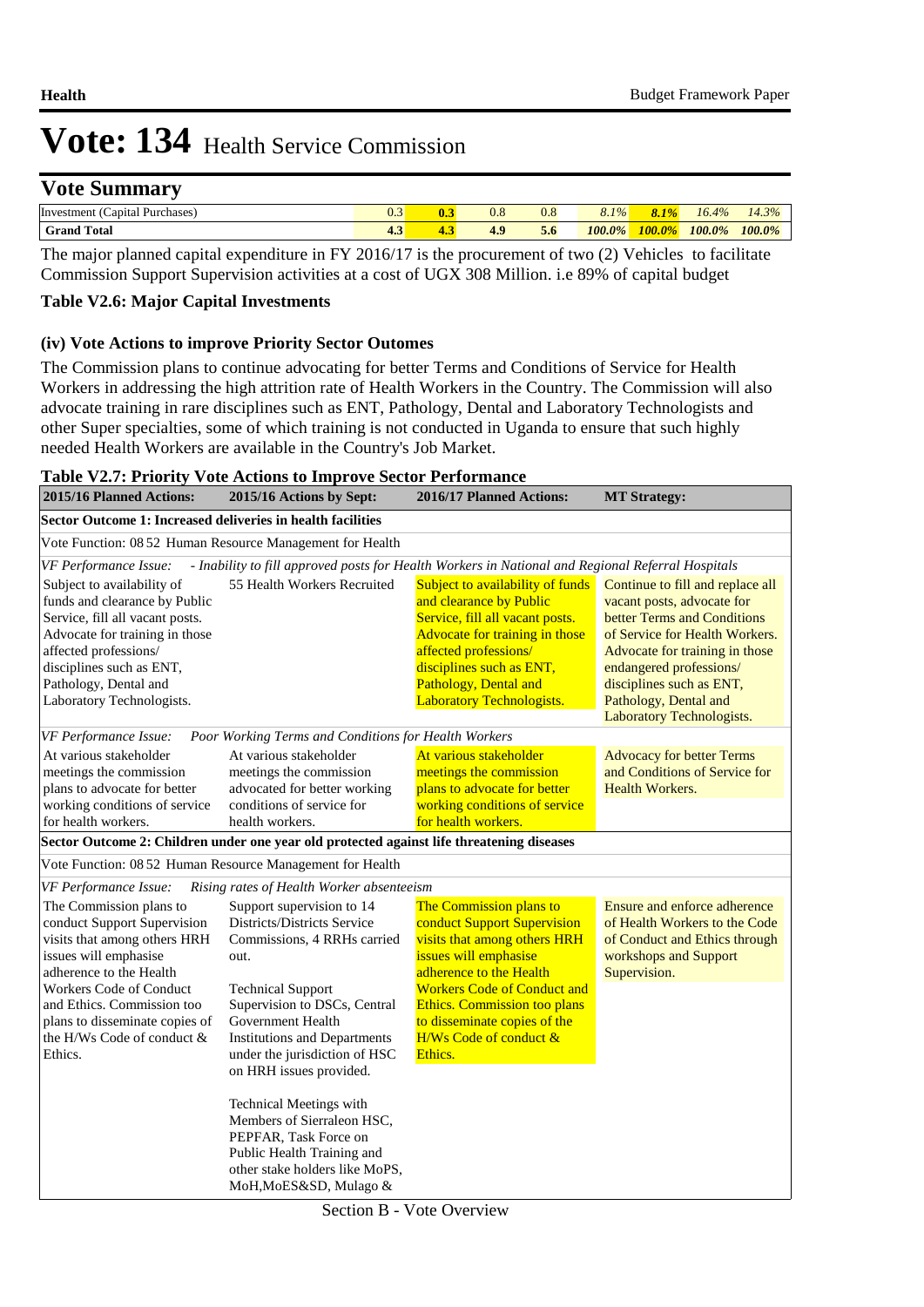# Vote: 134 Health Service Commission

## Vote Summary

| | | | | | | | | |
|---|---|---|---|---|---|---|---|---|
| Investment (Capital Purchases) | 0.3 | 0.3 | 0.8 | 0.8 | 8.1% | 8.1% | 16.4% | 14.3% |
| **Grand Total** | **4.3** | **4.3** | **4.9** | **5.6** | ***100.0%*** | ***100.0%*** | ***100.0%*** | ***100.0%*** |

The major planned capital expenditure in FY 2016/17 is the procurement of two (2) Vehicles to facilitate Commission Support Supervision activities at a cost of UGX 308 Million. i.e 89% of capital budget

**Table V2.6: Major Capital Investments**

**(iv) Vote Actions to improve Priority Sector Outomes**

The Commission plans to continue advocating for better Terms and Conditions of Service for Health Workers in addressing the high attrition rate of Health Workers in the Country. The Commission will also advocate training in rare disciplines such as ENT, Pathology, Dental and Laboratory Technologists and other Super specialties, some of which training is not conducted in Uganda to ensure that such highly needed Health Workers are available in the Country's Job Market.

**Table V2.7: Priority Vote Actions to Improve Sector Performance**

| 2015/16 Planned Actions: | 2015/16 Actions by Sept: | 2016/17 Planned Actions: | MT Strategy: |
|---|---|---|---|
| **Sector Outcome 1: Increased deliveries in health facilities** | | | |
| Vote Function: 08 52 Human Resource Management for Health | | | |
| *VF Performance Issue: - Inability to fill approved posts for Health Workers in National and Regional Referral Hospitals* | | | |
| Subject to availability of funds and clearance by Public Service, fill all vacant posts. Advocate for training in those affected professions/ disciplines such as ENT, Pathology, Dental and Laboratory Technologists. | 55 Health Workers Recruited | Subject to availability of funds and clearance by Public Service, fill all vacant posts. Advocate for training in those affected professions/ disciplines such as ENT, Pathology, Dental and Laboratory Technologists. | Continue to fill and replace all vacant posts, advocate for better Terms and Conditions of Service for Health Workers. Advocate for training in those endangered professions/ disciplines such as ENT, Pathology, Dental and Laboratory Technologists. |
| *VF Performance Issue: Poor Working Terms and Conditions for Health Workers* | | | |
| At various stakeholder meetings the commission plans to advocate for better working conditions of service for health workers. | At various stakeholder meetings the commission advocated for better working conditions of service for health workers. | At various stakeholder meetings the commission plans to advocate for better working conditions of service for health workers. | Advocacy for better Terms and Conditions of Service for Health Workers. |
| **Sector Outcome 2: Children under one year old protected against life threatening diseases** | | | |
| Vote Function: 08 52 Human Resource Management for Health | | | |
| *VF Performance Issue: Rising rates of Health Worker absenteeism* | | | |
| The Commission plans to conduct Support Supervision visits that among others HRH issues will emphasise adherence to the Health Workers Code of Conduct and Ethics. Commission too plans to disseminate copies of the H/Ws Code of conduct & Ethics. | Support supervision to 14 Districts/Districts Service Commissions, 4 RRHs carried out.<br><br>Technical Support Supervision to DSCs, Central Government Health Institutions and Departments under the jurisdiction of HSC on HRH issues provided.<br><br>Technical Meetings with Members of Sierraleon HSC, PEPFAR, Task Force on Public Health Training and other stake holders like MoPS, MoH,MoES&SD, Mulago & | The Commission plans to conduct Support Supervision visits that among others HRH issues will emphasise adherence to the Health Workers Code of Conduct and Ethics. Commission too plans to disseminate copies of the H/Ws Code of conduct & Ethics. | Ensure and enforce adherence of Health Workers to the Code of Conduct and Ethics through workshops and Support Supervision. |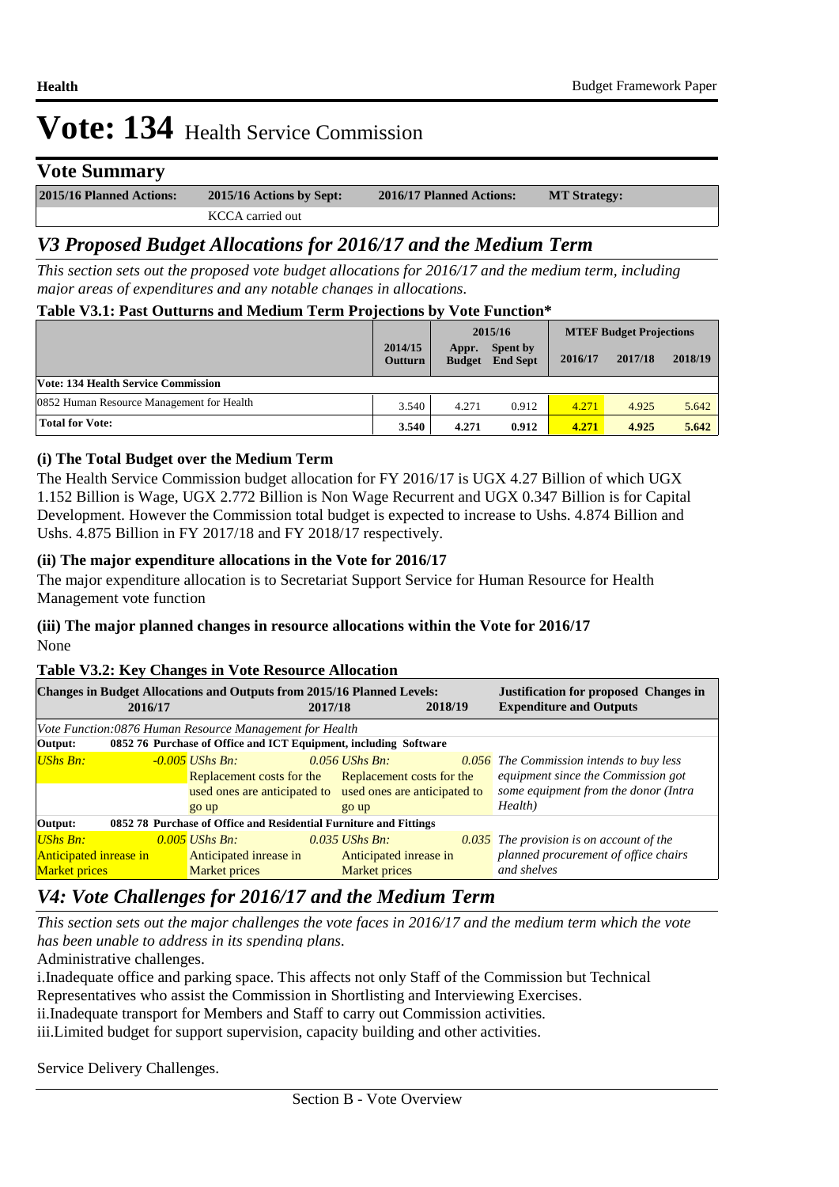# Vote: 134 Health Service Commission

## Vote Summary

| 2015/16 Planned Actions: | 2015/16 Actions by Sept: | 2016/17 Planned Actions: | MT Strategy: |
|---|---|---|---|
| | KCCA carried out | | |

## *V3 Proposed Budget Allocations for 2016/17 and the Medium Term*

*This section sets out the proposed vote budget allocations for 2016/17 and the medium term, including major areas of expenditures and any notable changes in allocations.*

**Table V3.1: Past Outturns and Medium Term Projections by Vote Function***

| | 2014/15 Outturn | 2015/16 Appr. Budget | 2015/16 Spent by End Sept | MTEF Budget Projections 2016/17 | 2017/18 | 2018/19 |
|---|---|---|---|---|---|---|
| **Vote: 134 Health Service Commission** | | | | | | |
| 0852 Human Resource Management for Health | 3.540 | 4.271 | 0.912 | 4.271 | 4.925 | 5.642 |
| **Total for Vote:** | **3.540** | **4.271** | **0.912** | **4.271** | **4.925** | **5.642** |

### (i) The Total Budget over the Medium Term

The Health Service Commission budget allocation for FY 2016/17 is UGX 4.27 Billion of which UGX 1.152 Billion is Wage, UGX 2.772 Billion is Non Wage Recurrent and UGX 0.347 Billion is for Capital Development. However the Commission total budget is expected to increase to Ushs. 4.874 Billion and Ushs. 4.875 Billion in FY 2017/18 and FY 2018/17 respectively.

### (ii) The major expenditure allocations in the Vote for 2016/17

The major expenditure allocation is to Secretariat Support Service for Human Resource for Health Management vote function

### (iii) The major planned changes in resource allocations within the Vote for 2016/17

None

**Table V3.2: Key Changes in Vote Resource Allocation**

| Changes in Budget Allocations and Outputs from 2015/16 Planned Levels: 2016/17 | 2017/18 | 2018/19 | Justification for proposed Changes in Expenditure and Outputs |
|---|---|---|---|
| *Vote Function:0876 Human Resource Management for Health* | | | |
| **Output: 0852 76 Purchase of Office and ICT Equipment, including Software** | | | |
| *UShs Bn: -0.005* | *UShs Bn: 0.056* Replacement costs for the used ones are anticipated to go up | *UShs Bn: 0.056* Replacement costs for the used ones are anticipated to go up | *The Commission intends to buy less equipment since the Commission got some equipment from the donor (Intra Health)* |
| **Output: 0852 78 Purchase of Office and Residential Furniture and Fittings** | | | |
| *UShs Bn: 0.005* Anticipated inrease in Market prices | *UShs Bn: 0.035* Anticipated inrease in Market prices | *UShs Bn: 0.035* Anticipated inrease in Market prices | *The provision is on account of the planned procurement of office chairs and shelves* |

## *V4: Vote Challenges for 2016/17 and the Medium Term*

*This section sets out the major challenges the vote faces in 2016/17 and the medium term which the vote has been unable to address in its spending plans.*

Administrative challenges.

i.Inadequate office and parking space. This affects not only Staff of the Commission but Technical Representatives who assist the Commission in Shortlisting and Interviewing Exercises.

ii.Inadequate transport for Members and Staff to carry out Commission activities.

iii.Limited budget for support supervision, capacity building and other activities.

Service Delivery Challenges.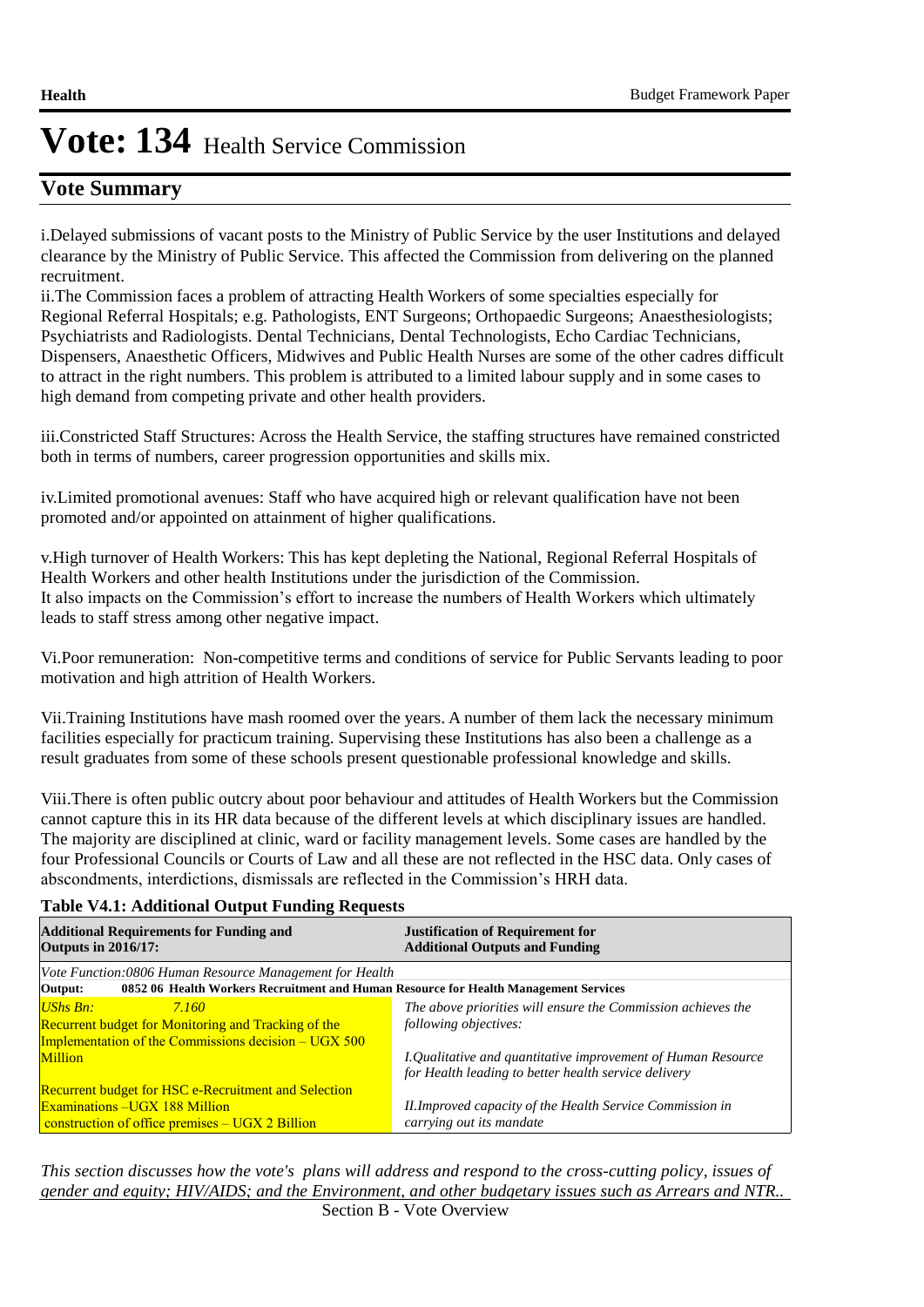# Vote: 134 Health Service Commission

## Vote Summary

i.Delayed submissions of vacant posts to the Ministry of Public Service by the user Institutions and delayed clearance by the Ministry of Public Service. This affected the Commission from delivering on the planned recruitment.
ii.The Commission faces a problem of attracting Health Workers of some specialties especially for Regional Referral Hospitals; e.g. Pathologists, ENT Surgeons; Orthopaedic Surgeons; Anaesthesiologists; Psychiatrists and Radiologists. Dental Technicians, Dental Technologists, Echo Cardiac Technicians, Dispensers, Anaesthetic Officers, Midwives and Public Health Nurses are some of the other cadres difficult to attract in the right numbers. This problem is attributed to a limited labour supply and in some cases to high demand from competing private and other health providers.

iii.Constricted Staff Structures: Across the Health Service, the staffing structures have remained constricted both in terms of numbers, career progression opportunities and skills mix.

iv.Limited promotional avenues: Staff who have acquired high or relevant qualification have not been promoted and/or appointed on attainment of higher qualifications.

v.High turnover of Health Workers: This has kept depleting the National, Regional Referral Hospitals of Health Workers and other health Institutions under the jurisdiction of the Commission.
It also impacts on the Commission's effort to increase the numbers of Health Workers which ultimately leads to staff stress among other negative impact.

Vi.Poor remuneration: Non-competitive terms and conditions of service for Public Servants leading to poor motivation and high attrition of Health Workers.

Vii.Training Institutions have mash roomed over the years. A number of them lack the necessary minimum facilities especially for practicum training. Supervising these Institutions has also been a challenge as a result graduates from some of these schools present questionable professional knowledge and skills.

Viii.There is often public outcry about poor behaviour and attitudes of Health Workers but the Commission cannot capture this in its HR data because of the different levels at which disciplinary issues are handled. The majority are disciplined at clinic, ward or facility management levels. Some cases are handled by the four Professional Councils or Courts of Law and all these are not reflected in the HSC data. Only cases of abscondments, interdictions, dismissals are reflected in the Commission's HRH data.

**Table V4.1: Additional Output Funding Requests**

| **Additional Requirements for Funding and Outputs in 2016/17:** | **Justification of Requirement for Additional Outputs and Funding** |
|---|---|
| *Vote Function:0806 Human Resource Management for Health* | |
| **Output: 0852 06 Health Workers Recruitment and Human Resource for Health Management Services** | |
| *UShs Bn: 7.160*<br>Recurrent budget for Monitoring and Tracking of the Implementation of the Commissions decision – UGX 500 Million<br><br>Recurrent budget for HSC e-Recruitment and Selection Examinations –UGX 188 Million<br>construction of office premises – UGX 2 Billion | *The above priorities will ensure the Commission achieves the following objectives:*<br><br>*I.Qualitative and quantitative improvement of Human Resource for Health leading to better health service delivery*<br><br>*II.Improved capacity of the Health Service Commission in carrying out its mandate* |

*This section discusses how the vote's plans will address and respond to the cross-cutting policy, issues of gender and equity; HIV/AIDS; and the Environment, and other budgetary issues such as Arrears and NTR..*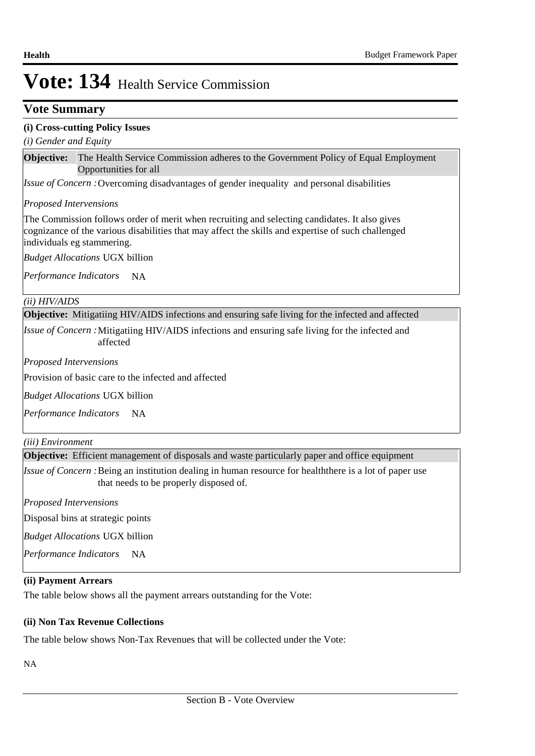# Vote: 134 Health Service Commission

## Vote Summary

**(i) Cross-cutting Policy Issues**

*(i) Gender and Equity*

**Objective:** The Health Service Commission adheres to the Government Policy of Equal Employment Opportunities for all

*Issue of Concern :* Overcoming disadvantages of gender inequality and personal disabilities

*Proposed Interventions*

The Commission follows order of merit when recruiting and selecting candidates. It also gives cognizance of the various disabilities that may affect the skills and expertise of such challenged individuals eg stammering.

*Budget Allocations* UGX billion

*Performance Indicators* NA

*(ii) HIV/AIDS*

**Objective:** Mitigatiing HIV/AIDS infections and ensuring safe living for the infected and affected

*Issue of Concern :* Mitigatiing HIV/AIDS infections and ensuring safe living for the infected and affected

*Proposed Interventions*

Provision of basic care to the infected and affected

*Budget Allocations* UGX billion

*Performance Indicators* NA

*(iii) Environment*

**Objective:** Efficient management of disposals and waste particularly paper and office equipment

*Issue of Concern :* Being an institution dealing in human resource for healththere is a lot of paper use that needs to be properly disposed of.

*Proposed Interventions*

Disposal bins at strategic points

*Budget Allocations* UGX billion

*Performance Indicators* NA

**(ii) Payment Arrears**

The table below shows all the payment arrears outstanding for the Vote:

**(ii) Non Tax Revenue Collections**

The table below shows Non-Tax Revenues that will be collected under the Vote:

NA